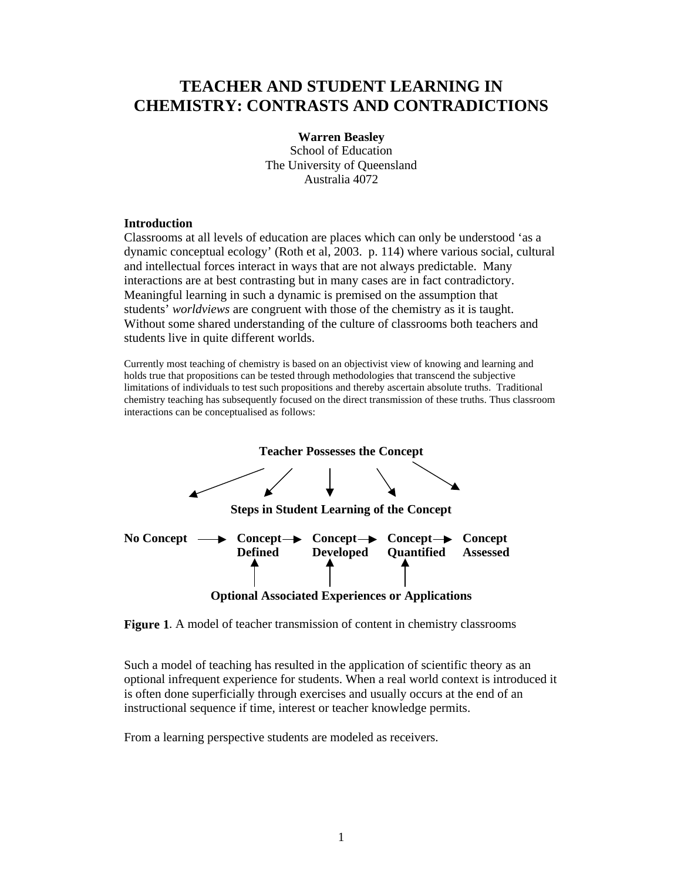# TEACHER AND STUDENT LEARNING IN CHEMISTRY: CONTRASTS AND CONTRADICTIONS

**Warren Beasley**
School of Education
The University of Queensland
Australia 4072

**Introduction**

Classrooms at all levels of education are places which can only be understood 'as a dynamic conceptual ecology' (Roth et al, 2003. p. 114) where various social, cultural and intellectual forces interact in ways that are not always predictable. Many interactions are at best contrasting but in many cases are in fact contradictory. Meaningful learning in such a dynamic is premised on the assumption that students' *worldviews* are congruent with those of the chemistry as it is taught. Without some shared understanding of the culture of classrooms both teachers and students live in quite different worlds.

Currently most teaching of chemistry is based on an objectivist view of knowing and learning and holds true that propositions can be tested through methodologies that transcend the subjective limitations of individuals to test such propositions and thereby ascertain absolute truths. Traditional chemistry teaching has subsequently focused on the direct transmission of these truths. Thus classroom interactions can be conceptualised as follows:

**Teacher Possesses the Concept**

**Steps in Student Learning of the Concept**

**No Concept** → **Concept Defined** → **Concept Developed** → **Concept Quantified** → **Concept Assessed**

**Optional Associated Experiences or Applications**

**Figure 1**. A model of teacher transmission of content in chemistry classrooms

Such a model of teaching has resulted in the application of scientific theory as an optional infrequent experience for students. When a real world context is introduced it is often done superficially through exercises and usually occurs at the end of an instructional sequence if time, interest or teacher knowledge permits.

From a learning perspective students are modeled as receivers.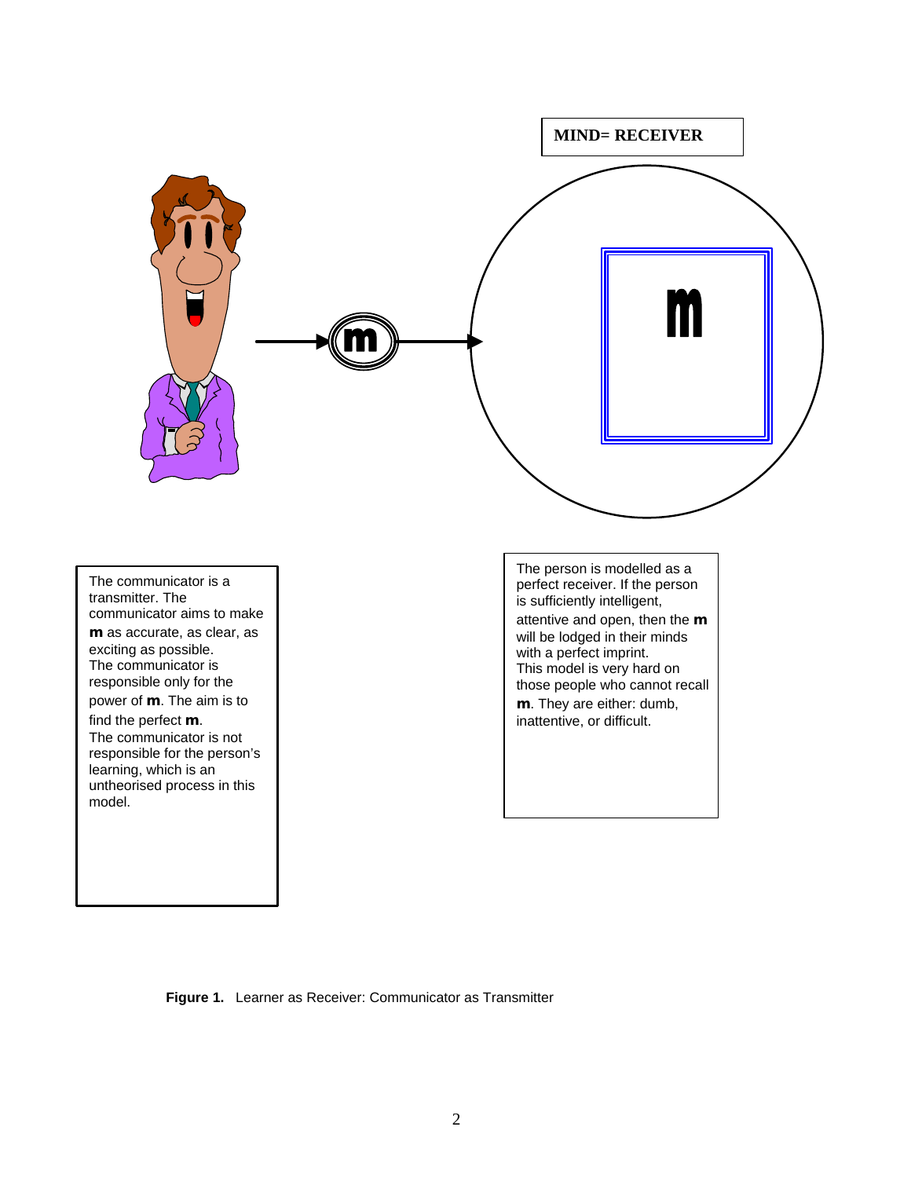**MIND= RECEIVER**

The communicator is a transmitter. The communicator aims to make **m** as accurate, as clear, as exciting as possible.
The communicator is responsible only for the power of **m**. The aim is to find the perfect **m**.
The communicator is not responsible for the person's learning, which is an untheorised process in this model.

The person is modelled as a perfect receiver. If the person is sufficiently intelligent, attentive and open, then the **m** will be lodged in their minds with a perfect imprint.
This model is very hard on those people who cannot recall **m**. They are either: dumb, inattentive, or difficult.

**Figure 1.** Learner as Receiver: Communicator as Transmitter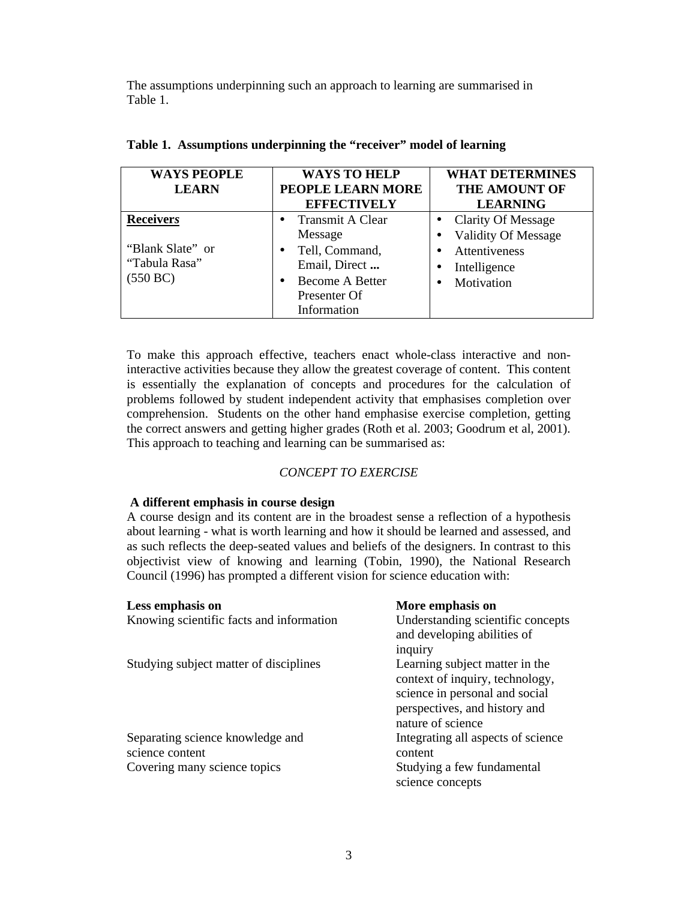The assumptions underpinning such an approach to learning are summarised in Table 1.

**Table 1. Assumptions underpinning the "receiver" model of learning**

| WAYS PEOPLE LEARN | WAYS TO HELP PEOPLE LEARN MORE EFFECTIVELY | WHAT DETERMINES THE AMOUNT OF LEARNING |
|---|---|---|
| **Receivers**<br><br>"Blank Slate" or "Tabula Rasa" (550 BC) | • Transmit A Clear Message<br>• Tell, Command, Email, Direct **...**<br>• Become A Better Presenter Of Information | • Clarity Of Message<br>• Validity Of Message<br>• Attentiveness<br>• Intelligence<br>• Motivation |

To make this approach effective, teachers enact whole-class interactive and non-interactive activities because they allow the greatest coverage of content. This content is essentially the explanation of concepts and procedures for the calculation of problems followed by student independent activity that emphasises completion over comprehension. Students on the other hand emphasise exercise completion, getting the correct answers and getting higher grades (Roth et al. 2003; Goodrum et al, 2001). This approach to teaching and learning can be summarised as:

*CONCEPT TO EXERCISE*

### A different emphasis in course design

A course design and its content are in the broadest sense a reflection of a hypothesis about learning - what is worth learning and how it should be learned and assessed, and as such reflects the deep-seated values and beliefs of the designers. In contrast to this objectivist view of knowing and learning (Tobin, 1990), the National Research Council (1996) has prompted a different vision for science education with:

| **Less emphasis on** | **More emphasis on** |
|---|---|
| Knowing scientific facts and information | Understanding scientific concepts and developing abilities of inquiry |
| Studying subject matter of disciplines | Learning subject matter in the context of inquiry, technology, science in personal and social perspectives, and history and nature of science |
| Separating science knowledge and science content | Integrating all aspects of science content |
| Covering many science topics | Studying a few fundamental science concepts |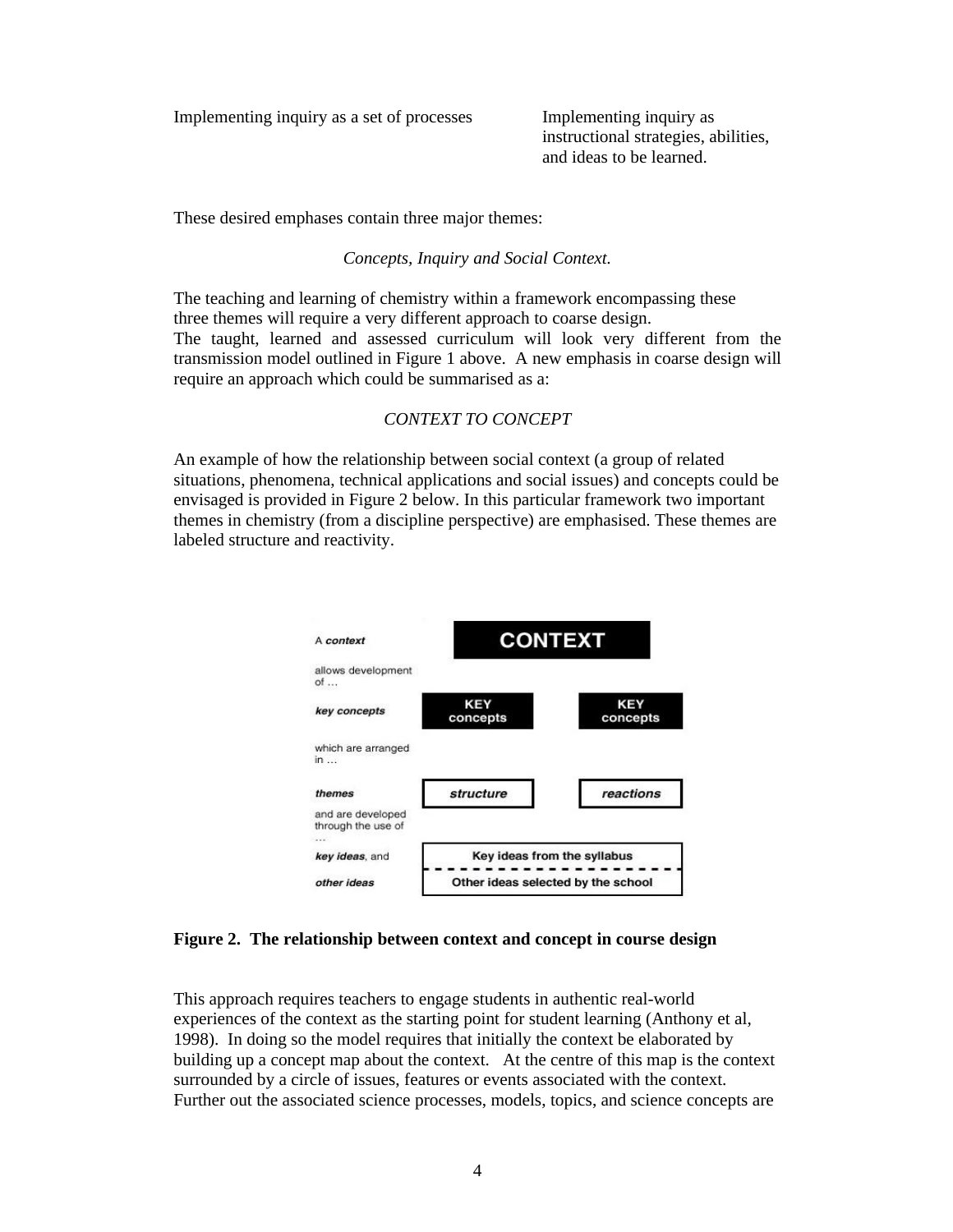| Implementing inquiry as a set of processes | Implementing inquiry as instructional strategies, abilities, and ideas to be learned. |
| --- | --- |

These desired emphases contain three major themes:

*Concepts, Inquiry and Social Context.*

The teaching and learning of chemistry within a framework encompassing these three themes will require a very different approach to coarse design.
The taught, learned and assessed curriculum will look very different from the transmission model outlined in Figure 1 above. A new emphasis in coarse design will require an approach which could be summarised as a:

*CONTEXT TO CONCEPT*

An example of how the relationship between social context (a group of related situations, phenomena, technical applications and social issues) and concepts could be envisaged is provided in Figure 2 below. In this particular framework two important themes in chemistry (from a discipline perspective) are emphasised. These themes are labeled structure and reactivity.

| | | |
| --- | --- | --- |
| A ***context*** | **CONTEXT** | |
| allows development of … | | |
| ***key concepts*** | **KEY concepts** | **KEY concepts** |
| which are arranged in … | | |
| ***themes*** | ***structure*** | ***reactions*** |
| and are developed through the use of … | | |
| ***key ideas***, and | Key ideas from the syllabus | |
| ***other ideas*** | Other ideas selected by the school | |

**Figure 2. The relationship between context and concept in course design**

This approach requires teachers to engage students in authentic real-world experiences of the context as the starting point for student learning (Anthony et al, 1998). In doing so the model requires that initially the context be elaborated by building up a concept map about the context. At the centre of this map is the context surrounded by a circle of issues, features or events associated with the context. Further out the associated science processes, models, topics, and science concepts are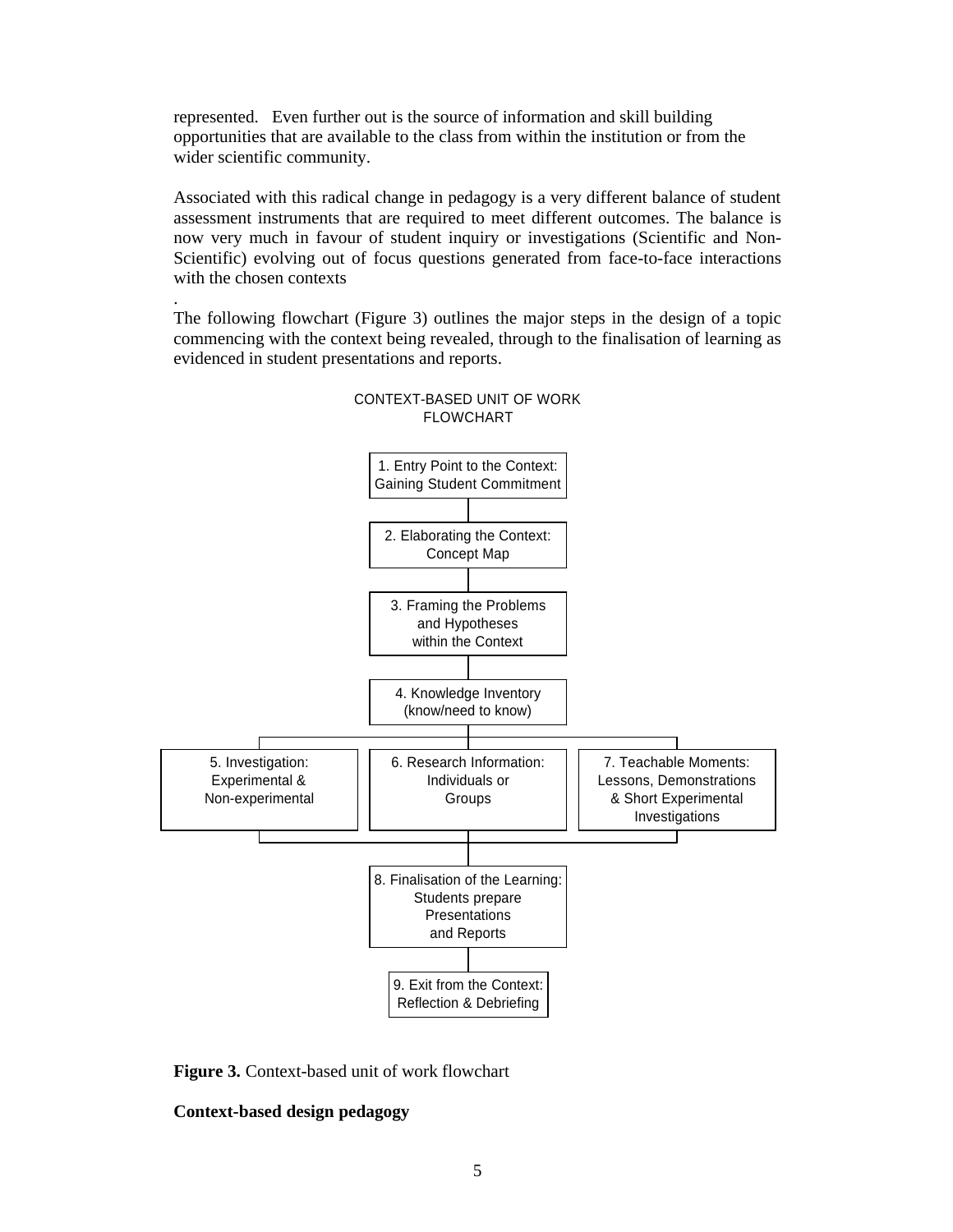represented. Even further out is the source of information and skill building opportunities that are available to the class from within the institution or from the wider scientific community.

Associated with this radical change in pedagogy is a very different balance of student assessment instruments that are required to meet different outcomes. The balance is now very much in favour of student inquiry or investigations (Scientific and Non-Scientific) evolving out of focus questions generated from face-to-face interactions with the chosen contexts

.

The following flowchart (Figure 3) outlines the major steps in the design of a topic commencing with the context being revealed, through to the finalisation of learning as evidenced in student presentations and reports.

CONTEXT-BASED UNIT OF WORK FLOWCHART

1. Entry Point to the Context: Gaining Student Commitment

2. Elaborating the Context: Concept Map

3. Framing the Problems and Hypotheses within the Context

4. Knowledge Inventory (know/need to know)

5. Investigation: Experimental & Non-experimental

6. Research Information: Individuals or Groups

7. Teachable Moments: Lessons, Demonstrations & Short Experimental Investigations

8. Finalisation of the Learning: Students prepare Presentations and Reports

9. Exit from the Context: Reflection & Debriefing

**Figure 3.** Context-based unit of work flowchart

**Context-based design pedagogy**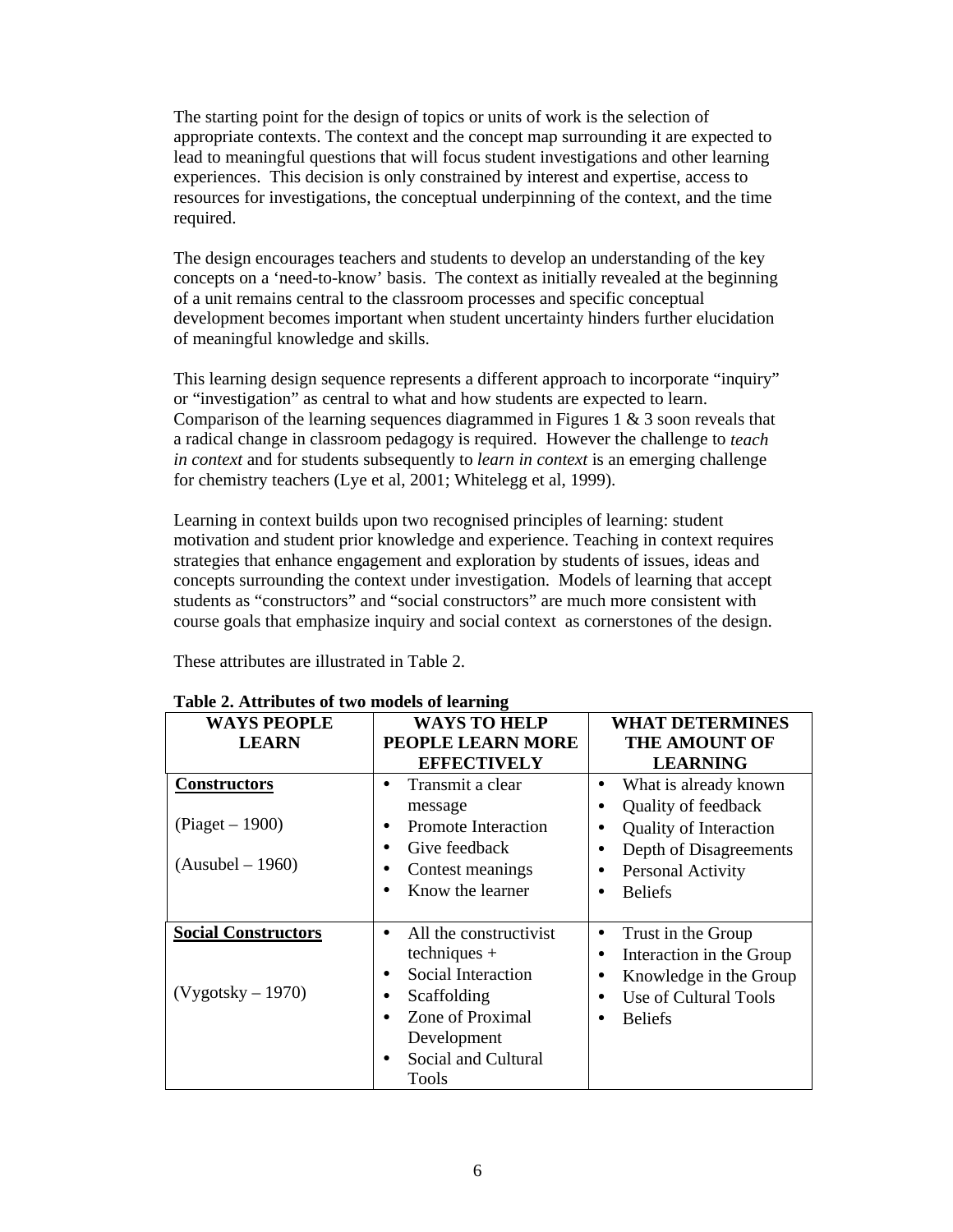The starting point for the design of topics or units of work is the selection of appropriate contexts. The context and the concept map surrounding it are expected to lead to meaningful questions that will focus student investigations and other learning experiences. This decision is only constrained by interest and expertise, access to resources for investigations, the conceptual underpinning of the context, and the time required.

The design encourages teachers and students to develop an understanding of the key concepts on a 'need-to-know' basis. The context as initially revealed at the beginning of a unit remains central to the classroom processes and specific conceptual development becomes important when student uncertainty hinders further elucidation of meaningful knowledge and skills.

This learning design sequence represents a different approach to incorporate "inquiry" or "investigation" as central to what and how students are expected to learn. Comparison of the learning sequences diagrammed in Figures 1 & 3 soon reveals that a radical change in classroom pedagogy is required. However the challenge to *teach in context* and for students subsequently to *learn in context* is an emerging challenge for chemistry teachers (Lye et al, 2001; Whitelegg et al, 1999).

Learning in context builds upon two recognised principles of learning: student motivation and student prior knowledge and experience. Teaching in context requires strategies that enhance engagement and exploration by students of issues, ideas and concepts surrounding the context under investigation. Models of learning that accept students as "constructors" and "social constructors" are much more consistent with course goals that emphasize inquiry and social context as cornerstones of the design.

These attributes are illustrated in Table 2.

**Table 2. Attributes of two models of learning**

| WAYS PEOPLE LEARN | WAYS TO HELP PEOPLE LEARN MORE EFFECTIVELY | WHAT DETERMINES THE AMOUNT OF LEARNING |
|---|---|---|
| **Constructors**<br><br>(Piaget – 1900)<br><br>(Ausubel – 1960) | • Transmit a clear message<br>• Promote Interaction<br>• Give feedback<br>• Contest meanings<br>• Know the learner | • What is already known<br>• Quality of feedback<br>• Quality of Interaction<br>• Depth of Disagreements<br>• Personal Activity<br>• Beliefs |
| **Social Constructors**<br><br>(Vygotsky – 1970) | • All the constructivist techniques +<br>• Social Interaction<br>• Scaffolding<br>• Zone of Proximal Development<br>• Social and Cultural Tools | • Trust in the Group<br>• Interaction in the Group<br>• Knowledge in the Group<br>• Use of Cultural Tools<br>• Beliefs |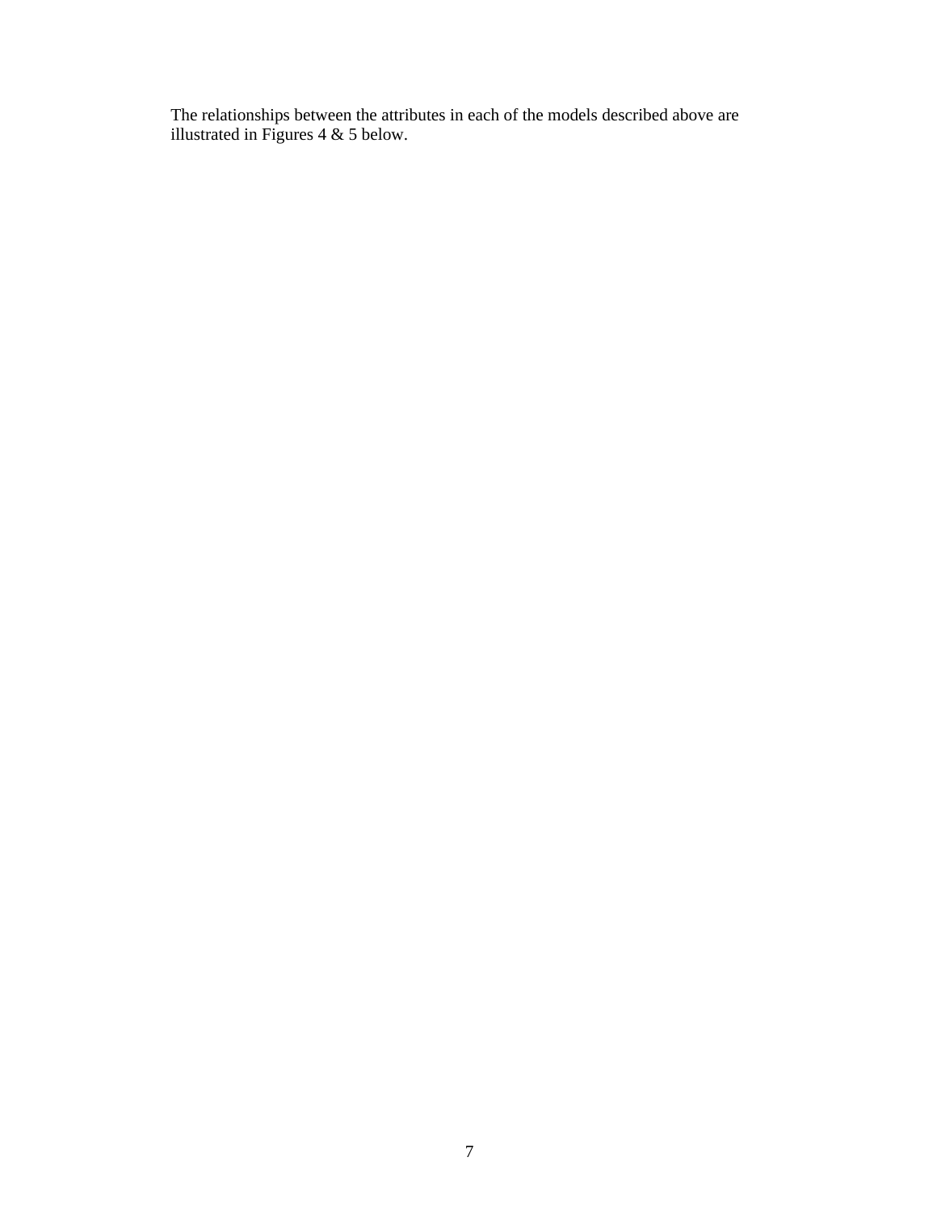The relationships between the attributes in each of the models described above are illustrated in Figures 4 & 5 below.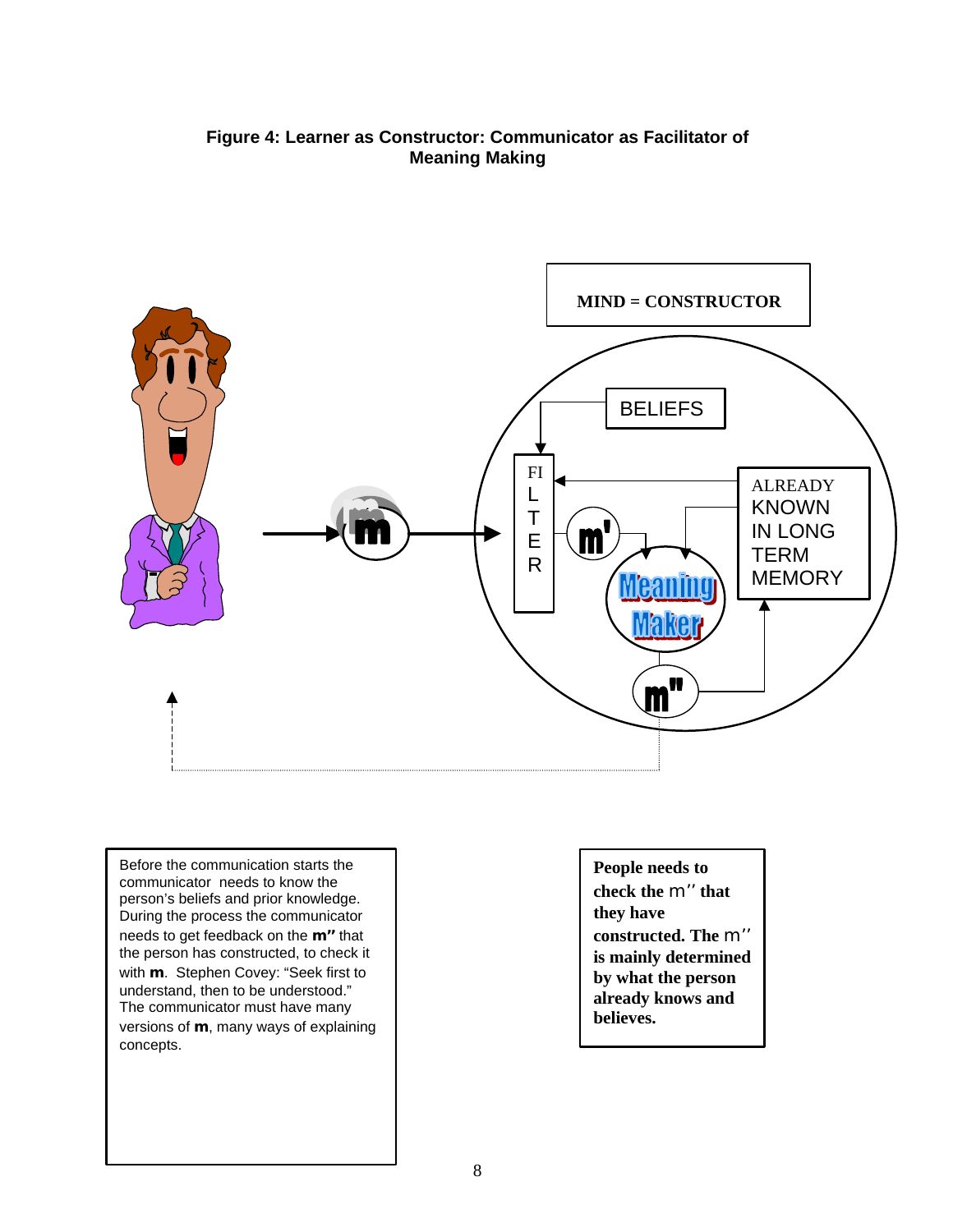**Figure 4: Learner as Constructor: Communicator as Facilitator of Meaning Making**

MIND = CONSTRUCTOR

BELIEFS

FILTER

ALREADY KNOWN IN LONG TERM MEMORY

m

m'

Meaning Maker

m''

Before the communication starts the communicator needs to know the person's beliefs and prior knowledge. During the process the communicator needs to get feedback on the **m''** that the person has constructed, to check it with **m**. Stephen Covey: "Seek first to understand, then to be understood." The communicator must have many versions of **m**, many ways of explaining concepts.

**People needs to check the m'' that they have constructed. The m'' is mainly determined by what the person already knows and believes.**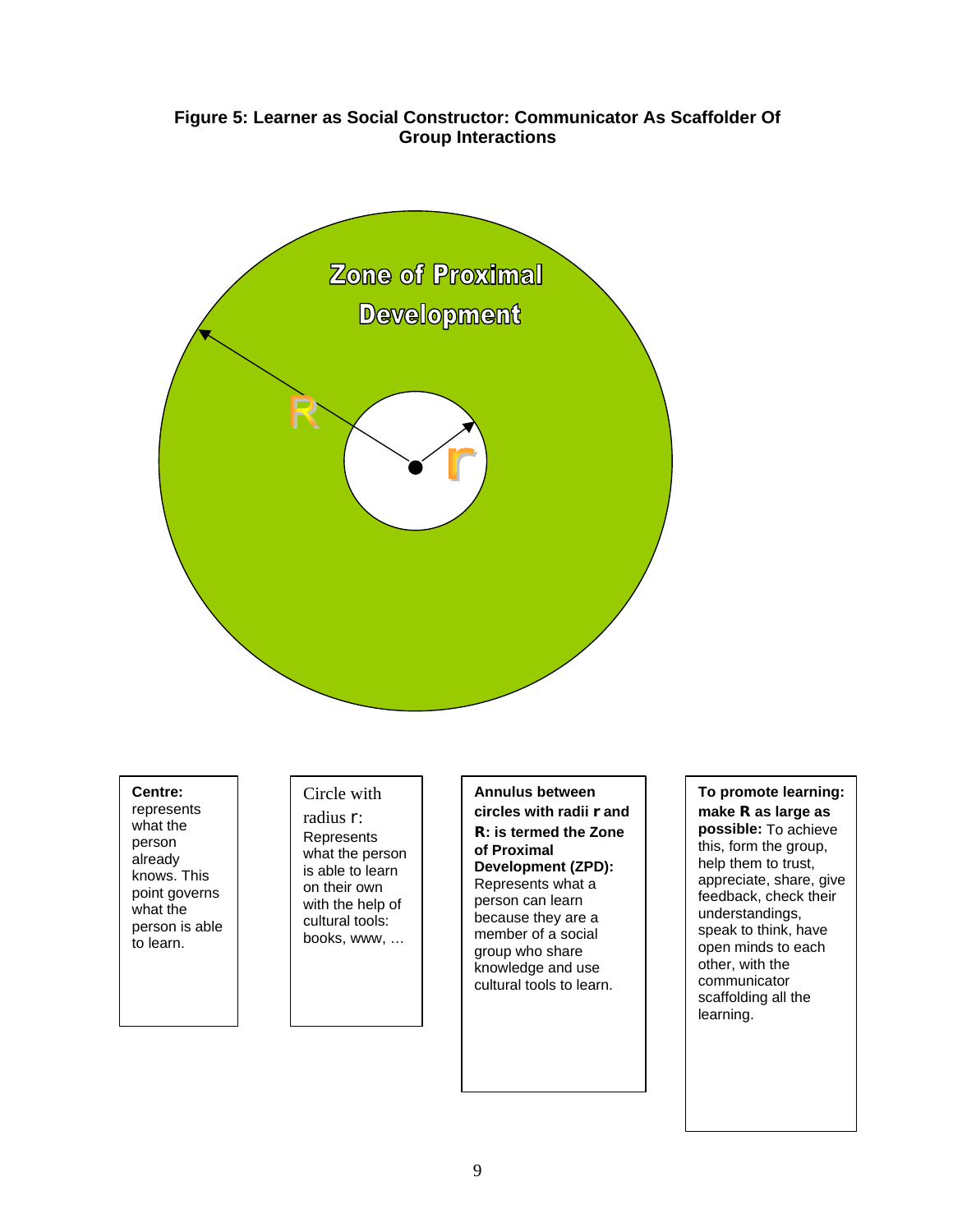**Figure 5: Learner as Social Constructor: Communicator As Scaffolder Of Group Interactions**

Zone of Proximal Development

R

r

**Centre:** represents what the person already knows. This point governs what the person is able to learn.

Circle with radius r: Represents what the person is able to learn on their own with the help of cultural tools: books, www, …

**Annulus between circles with radii r and R: is termed the Zone of Proximal Development (ZPD):** Represents what a person can learn because they are a member of a social group who share knowledge and use cultural tools to learn.

**To promote learning: make R as large as possible:** To achieve this, form the group, help them to trust, appreciate, share, give feedback, check their understandings, speak to think, have open minds to each other, with the communicator scaffolding all the learning.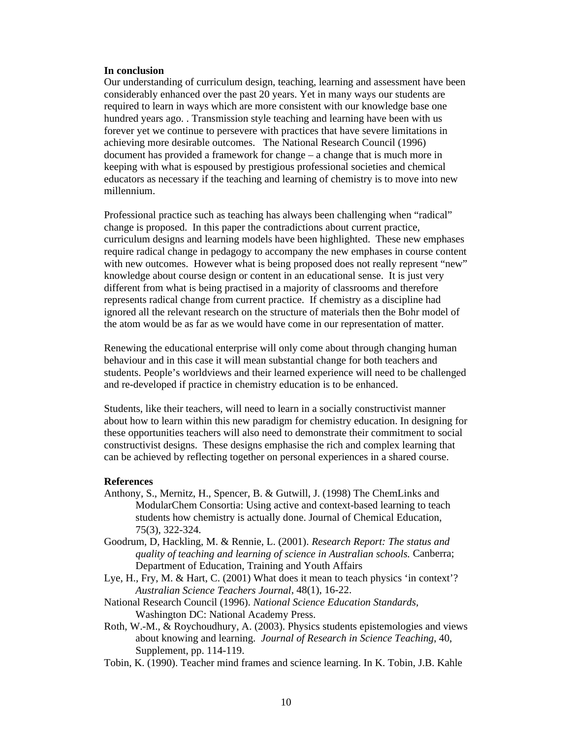**In conclusion**

Our understanding of curriculum design, teaching, learning and assessment have been considerably enhanced over the past 20 years. Yet in many ways our students are required to learn in ways which are more consistent with our knowledge base one hundred years ago. . Transmission style teaching and learning have been with us forever yet we continue to persevere with practices that have severe limitations in achieving more desirable outcomes. The National Research Council (1996) document has provided a framework for change – a change that is much more in keeping with what is espoused by prestigious professional societies and chemical educators as necessary if the teaching and learning of chemistry is to move into new millennium.

Professional practice such as teaching has always been challenging when "radical" change is proposed. In this paper the contradictions about current practice, curriculum designs and learning models have been highlighted. These new emphases require radical change in pedagogy to accompany the new emphases in course content with new outcomes. However what is being proposed does not really represent "new" knowledge about course design or content in an educational sense. It is just very different from what is being practised in a majority of classrooms and therefore represents radical change from current practice. If chemistry as a discipline had ignored all the relevant research on the structure of materials then the Bohr model of the atom would be as far as we would have come in our representation of matter.

Renewing the educational enterprise will only come about through changing human behaviour and in this case it will mean substantial change for both teachers and students. People's worldviews and their learned experience will need to be challenged and re-developed if practice in chemistry education is to be enhanced.

Students, like their teachers, will need to learn in a socially constructivist manner about how to learn within this new paradigm for chemistry education. In designing for these opportunities teachers will also need to demonstrate their commitment to social constructivist designs. These designs emphasise the rich and complex learning that can be achieved by reflecting together on personal experiences in a shared course.

**References**

Anthony, S., Mernitz, H., Spencer, B. & Gutwill, J. (1998) The ChemLinks and ModularChem Consortia: Using active and context-based learning to teach students how chemistry is actually done. Journal of Chemical Education, 75(3), 322-324.

Goodrum, D, Hackling, M. & Rennie, L. (2001). *Research Report: The status and quality of teaching and learning of science in Australian schools.* Canberra; Department of Education, Training and Youth Affairs

Lye, H., Fry, M. & Hart, C. (2001) What does it mean to teach physics 'in context'? *Australian Science Teachers Journal*, 48(1), 16-22.

National Research Council (1996). *National Science Education Standards*, Washington DC: National Academy Press.

Roth, W.-M., & Roychoudhury, A. (2003). Physics students epistemologies and views about knowing and learning. *Journal of Research in Science Teaching*, 40, Supplement, pp. 114-119.

Tobin, K. (1990). Teacher mind frames and science learning. In K. Tobin, J.B. Kahle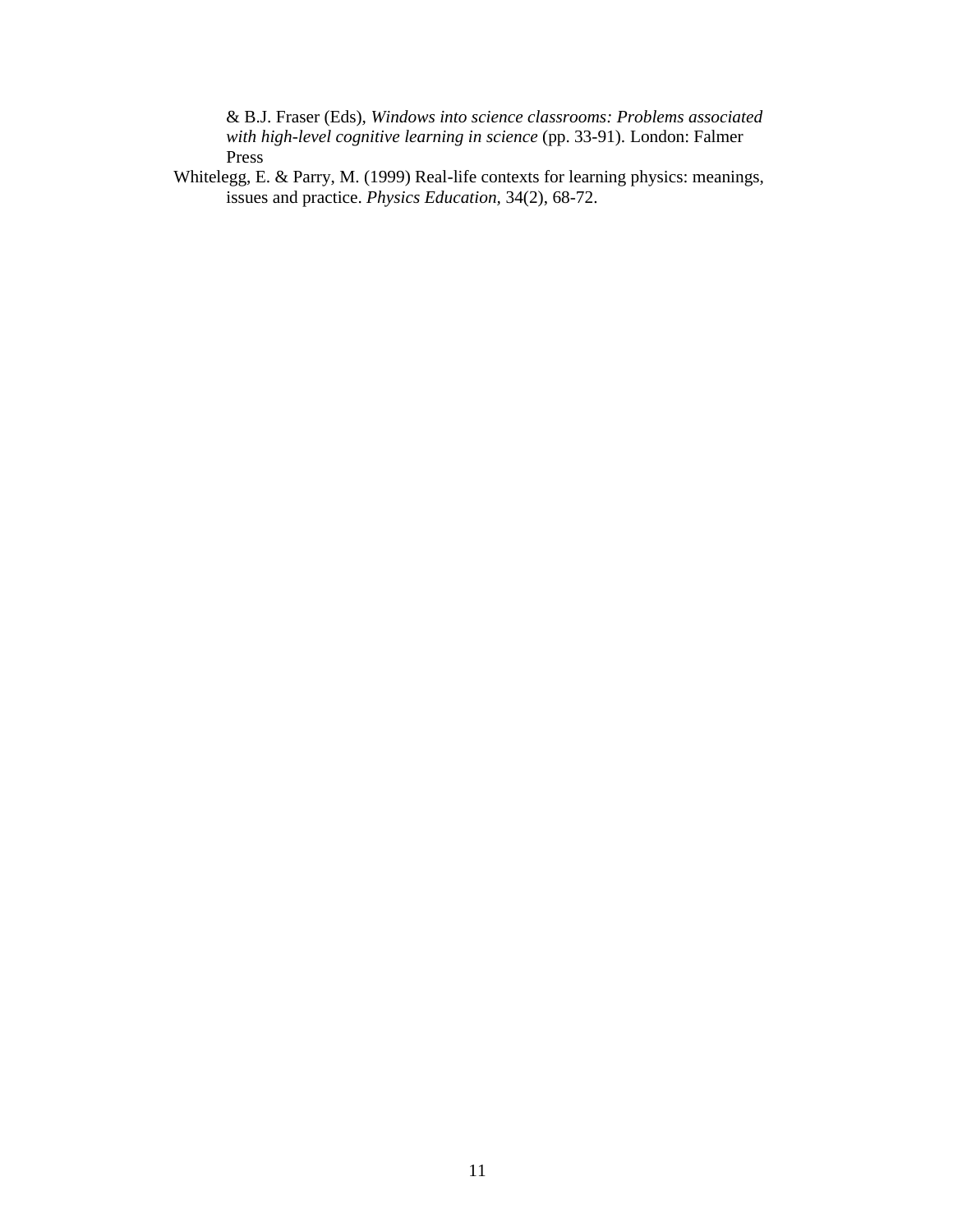& B.J. Fraser (Eds), *Windows into science classrooms: Problems associated with high-level cognitive learning in science* (pp. 33-91). London: Falmer Press

Whitelegg, E. & Parry, M. (1999) Real-life contexts for learning physics: meanings, issues and practice. *Physics Education*, 34(2), 68-72.